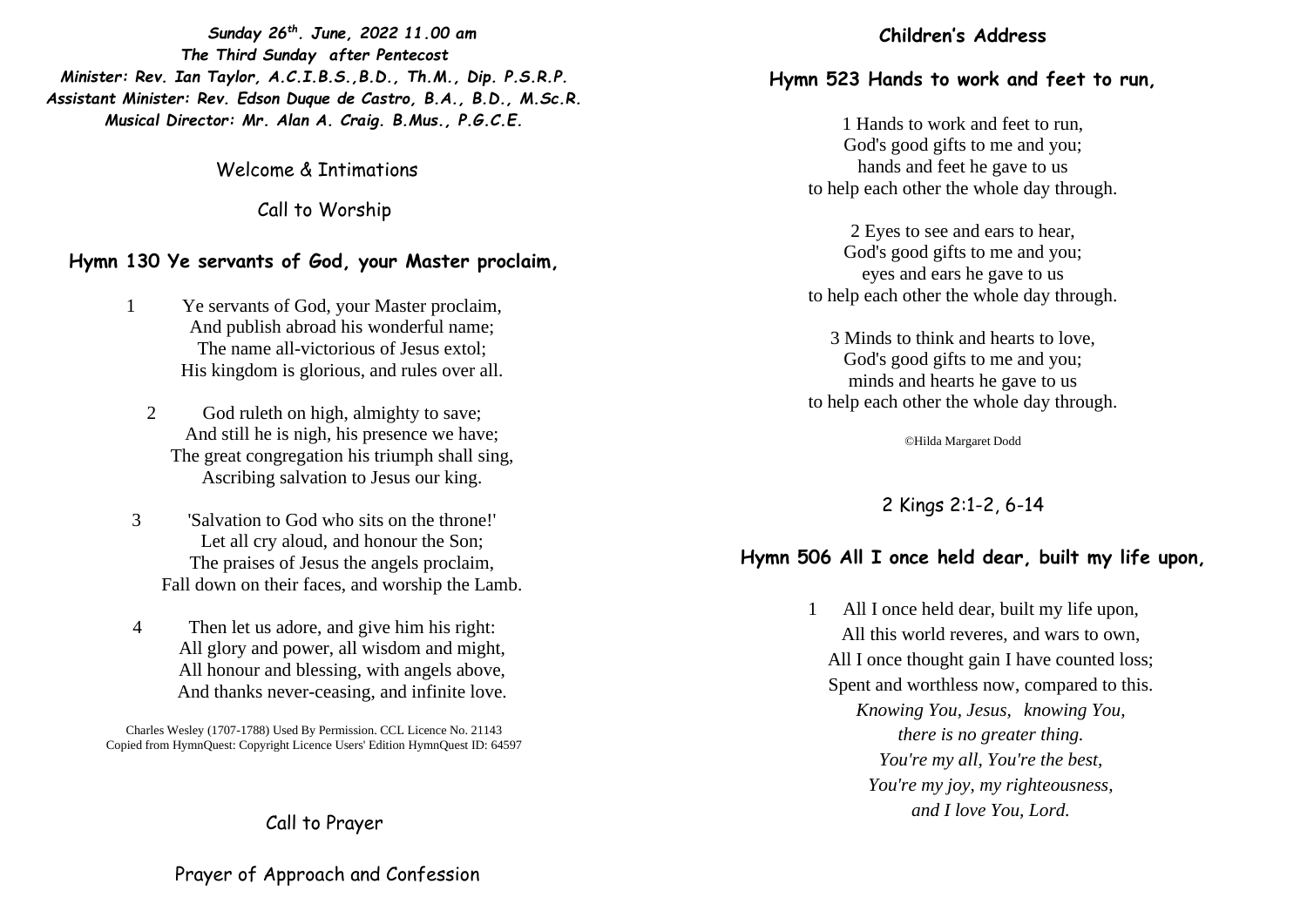***Sunday 26th. June, 2022 11.00 am***
***The Third Sunday after Pentecost***
***Minister: Rev. Ian Taylor, A.C.I.B.S.,B.D., Th.M., Dip. P.S.R.P.***
***Assistant Minister: Rev. Edson Duque de Castro, B.A., B.D., M.Sc.R.***
***Musical Director: Mr. Alan A. Craig. B.Mus., P.G.C.E.***

Welcome & Intimations

Call to Worship

### Hymn 130 Ye servants of God, your Master proclaim,

1 Ye servants of God, your Master proclaim,
And publish abroad his wonderful name;
The name all-victorious of Jesus extol;
His kingdom is glorious, and rules over all.

2 God ruleth on high, almighty to save;
And still he is nigh, his presence we have;
The great congregation his triumph shall sing,
Ascribing salvation to Jesus our king.

3 'Salvation to God who sits on the throne!'
Let all cry aloud, and honour the Son;
The praises of Jesus the angels proclaim,
Fall down on their faces, and worship the Lamb.

4 Then let us adore, and give him his right:
All glory and power, all wisdom and might,
All honour and blessing, with angels above,
And thanks never-ceasing, and infinite love.

Charles Wesley (1707-1788) Used By Permission. CCL Licence No. 21143
Copied from HymnQuest: Copyright Licence Users' Edition HymnQuest ID: 64597

Call to Prayer

Prayer of Approach and Confession

### Children's Address

### Hymn 523 Hands to work and feet to run,

1 Hands to work and feet to run,
God's good gifts to me and you;
hands and feet he gave to us
to help each other the whole day through.

2 Eyes to see and ears to hear,
God's good gifts to me and you;
eyes and ears he gave to us
to help each other the whole day through.

3 Minds to think and hearts to love,
God's good gifts to me and you;
minds and hearts he gave to us
to help each other the whole day through.

©Hilda Margaret Dodd

2 Kings 2:1-2, 6-14

### Hymn 506 All I once held dear, built my life upon,

1 All I once held dear, built my life upon,
All this world reveres, and wars to own,
All I once thought gain I have counted loss;
Spent and worthless now, compared to this.
*Knowing You, Jesus, knowing You,*
*there is no greater thing.*
*You're my all, You're the best,*
*You're my joy, my righteousness,*
*and I love You, Lord.*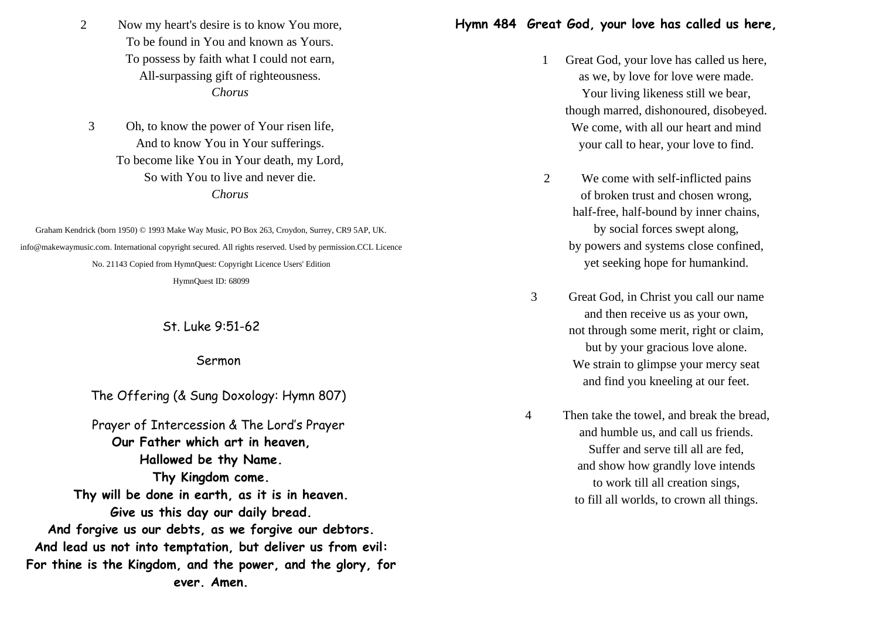2 Now my heart's desire is to know You more,
To be found in You and known as Yours.
To possess by faith what I could not earn,
All-surpassing gift of righteousness.
*Chorus*

3 Oh, to know the power of Your risen life,
And to know You in Your sufferings.
To become like You in Your death, my Lord,
So with You to live and never die.
*Chorus*

Graham Kendrick (born 1950) © 1993 Make Way Music, PO Box 263, Croydon, Surrey, CR9 5AP, UK. info@makewaymusic.com. International copyright secured. All rights reserved. Used by permission.CCL Licence No. 21143 Copied from HymnQuest: Copyright Licence Users' Edition
HymnQuest ID: 68099

St. Luke 9:51-62

Sermon

The Offering (& Sung Doxology: Hymn 807)

Prayer of Intercession & The Lord's Prayer

**Our Father which art in heaven,
Hallowed be thy Name.
Thy Kingdom come.
Thy will be done in earth, as it is in heaven.
Give us this day our daily bread.
And forgive us our debts, as we forgive our debtors.
And lead us not into temptation, but deliver us from evil:
For thine is the Kingdom, and the power, and the glory, for ever. Amen.**

**Hymn 484 Great God, your love has called us here,**

1 Great God, your love has called us here,
as we, by love for love were made.
Your living likeness still we bear,
though marred, dishonoured, disobeyed.
We come, with all our heart and mind
your call to hear, your love to find.

2 We come with self-inflicted pains
of broken trust and chosen wrong,
half-free, half-bound by inner chains,
by social forces swept along,
by powers and systems close confined,
yet seeking hope for humankind.

3 Great God, in Christ you call our name
and then receive us as your own,
not through some merit, right or claim,
but by your gracious love alone.
We strain to glimpse your mercy seat
and find you kneeling at our feet.

4 Then take the towel, and break the bread,
and humble us, and call us friends.
Suffer and serve till all are fed,
and show how grandly love intends
to work till all creation sings,
to fill all worlds, to crown all things.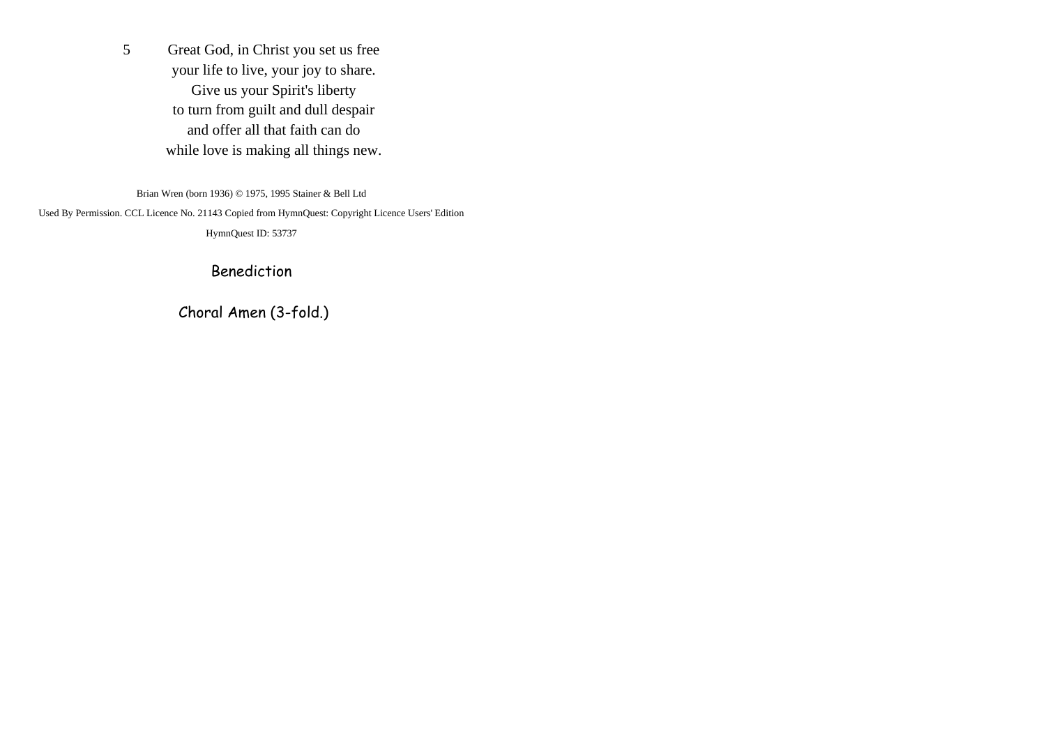5 Great God, in Christ you set us free
your life to live, your joy to share.
Give us your Spirit's liberty
to turn from guilt and dull despair
and offer all that faith can do
while love is making all things new.

Brian Wren (born 1936) © 1975, 1995 Stainer & Bell Ltd

Used By Permission. CCL Licence No. 21143 Copied from HymnQuest: Copyright Licence Users' Edition

HymnQuest ID: 53737

Benediction

Choral Amen (3-fold.)